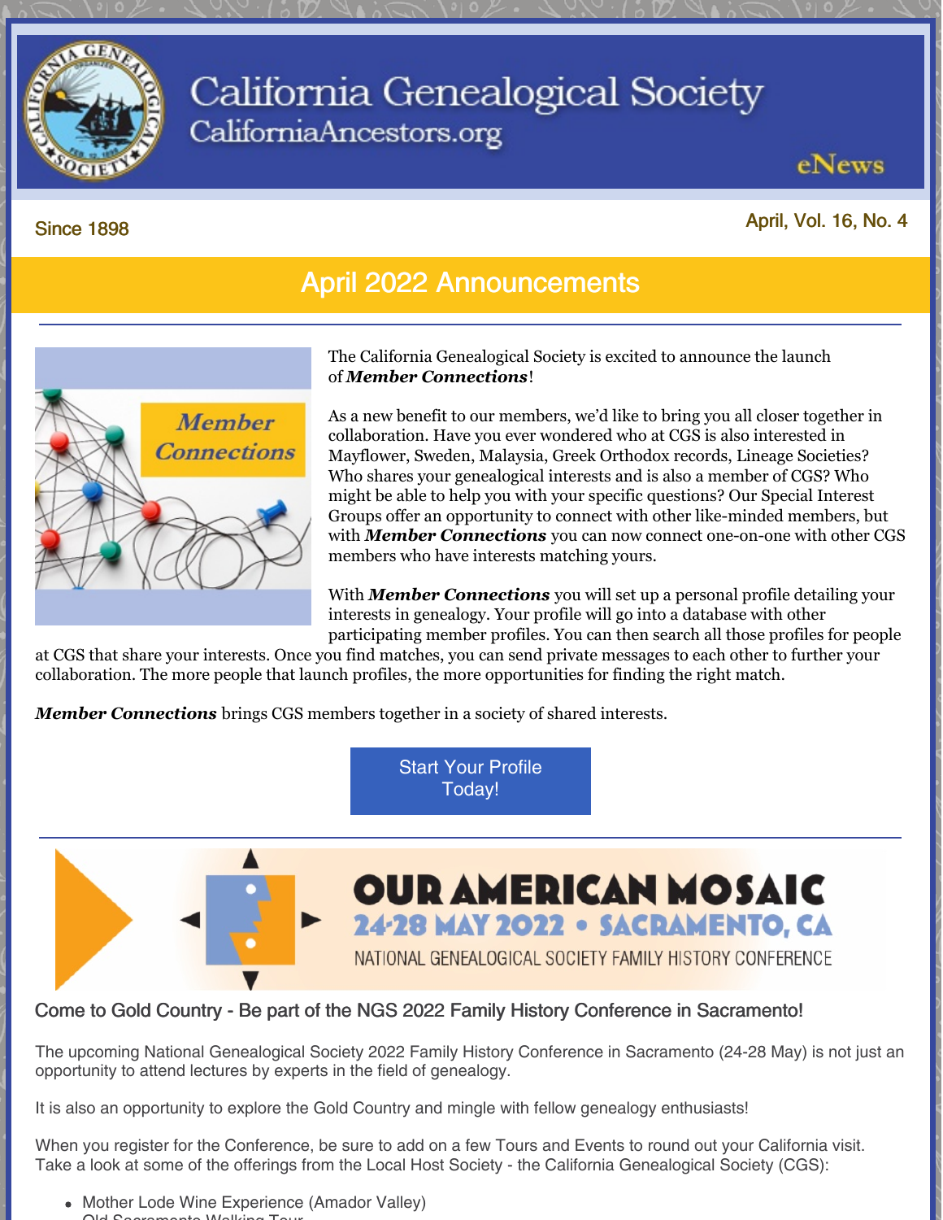# California Genealogical Society

CaliforniaAncestors.org

eNews

Since 1898

April, Vol. 16, No. 4

## April 2022 Announcements

The California Genealogical Society is excited to announce the launch of ***Member Connections***!

As a new benefit to our members, we'd like to bring you all closer together in collaboration. Have you ever wondered who at CGS is also interested in Mayflower, Sweden, Malaysia, Greek Orthodox records, Lineage Societies? Who shares your genealogical interests and is also a member of CGS? Who might be able to help you with your specific questions? Our Special Interest Groups offer an opportunity to connect with other like-minded members, but with ***Member Connections*** you can now connect one-on-one with other CGS members who have interests matching yours.

With ***Member Connections*** you will set up a personal profile detailing your interests in genealogy. Your profile will go into a database with other participating member profiles. You can then search all those profiles for people at CGS that share your interests. Once you find matches, you can send private messages to each other to further your collaboration. The more people that launch profiles, the more opportunities for finding the right match.

***Member Connections*** brings CGS members together in a society of shared interests.

Start Your Profile Today!

OUR AMERICAN MOSAIC

24-28 MAY 2022 • SACRAMENTO, CA

NATIONAL GENEALOGICAL SOCIETY FAMILY HISTORY CONFERENCE

### Come to Gold Country - Be part of the NGS 2022 Family History Conference in Sacramento!

The upcoming National Genealogical Society 2022 Family History Conference in Sacramento (24-28 May) is not just an opportunity to attend lectures by experts in the field of genealogy.

It is also an opportunity to explore the Gold Country and mingle with fellow genealogy enthusiasts!

When you register for the Conference, be sure to add on a few Tours and Events to round out your California visit. Take a look at some of the offerings from the Local Host Society - the California Genealogical Society (CGS):

- Mother Lode Wine Experience (Amador Valley)
- Old Sacramento Walking Tour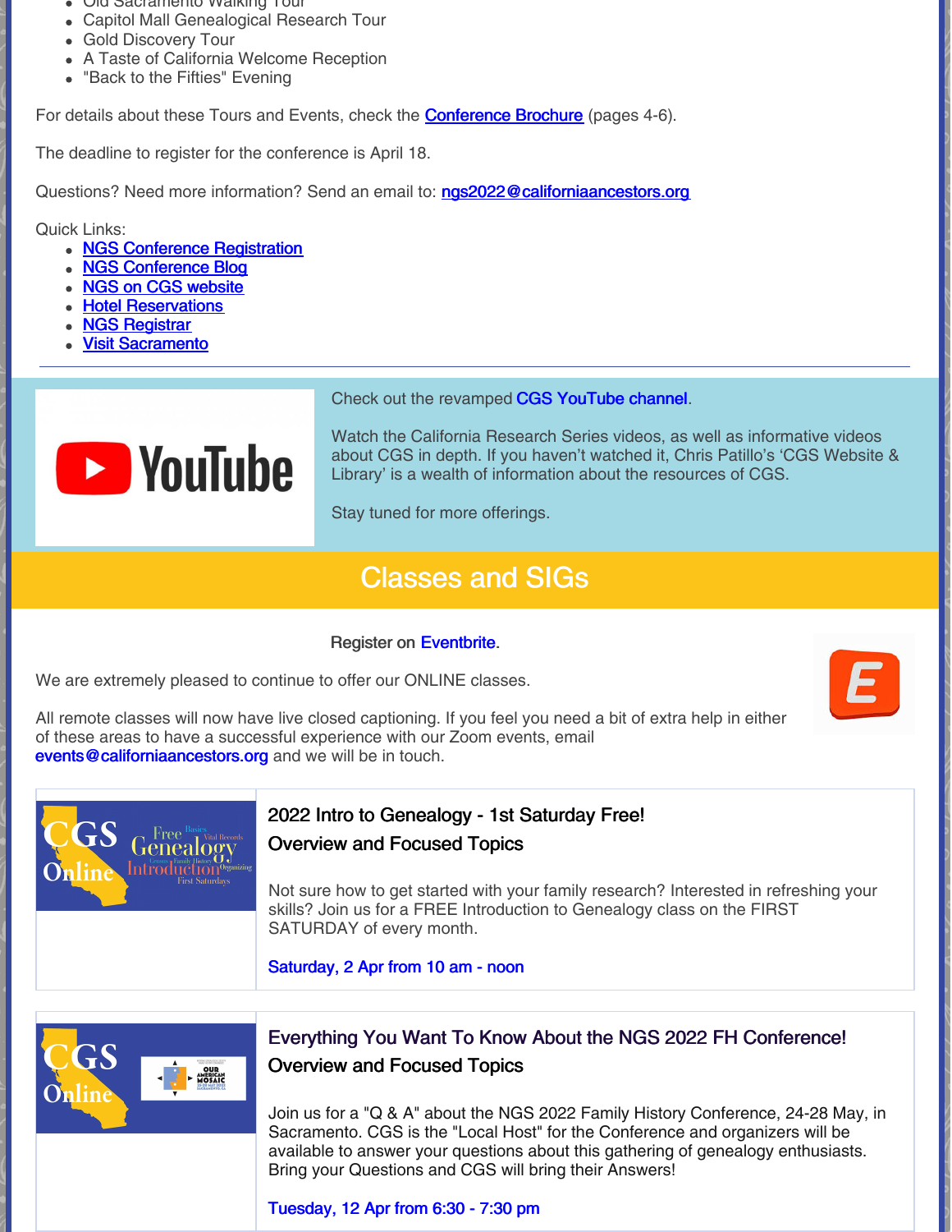- Old Sacramento Walking Tour
- Capitol Mall Genealogical Research Tour
- Gold Discovery Tour
- A Taste of California Welcome Reception
- "Back to the Fifties" Evening

For details about these Tours and Events, check the Conference Brochure (pages 4-6).

The deadline to register for the conference is April 18.

Questions? Need more information? Send an email to: ngs2022@californiaancestors.org

Quick Links:

- NGS Conference Registration
- NGS Conference Blog
- NGS on CGS website
- Hotel Reservations
- NGS Registrar
- Visit Sacramento

---

Check out the revamped CGS YouTube channel.

Watch the California Research Series videos, as well as informative videos about CGS in depth. If you haven't watched it, Chris Patillo's 'CGS Website & Library' is a wealth of information about the resources of CGS.

Stay tuned for more offerings.

## Classes and SIGs

Register on Eventbrite.

We are extremely pleased to continue to offer our ONLINE classes.

All remote classes will now have live closed captioning. If you feel you need a bit of extra help in either of these areas to have a successful experience with our Zoom events, email events@californiaancestors.org and we will be in touch.

### 2022 Intro to Genealogy - 1st Saturday Free!

**Overview and Focused Topics**

Not sure how to get started with your family research? Interested in refreshing your skills? Join us for a FREE Introduction to Genealogy class on the FIRST SATURDAY of every month.

Saturday, 2 Apr from 10 am - noon

### Everything You Want To Know About the NGS 2022 FH Conference!

**Overview and Focused Topics**

Join us for a "Q & A" about the NGS 2022 Family History Conference, 24-28 May, in Sacramento. CGS is the "Local Host" for the Conference and organizers will be available to answer your questions about this gathering of genealogy enthusiasts. Bring your Questions and CGS will bring their Answers!

Tuesday, 12 Apr from 6:30 - 7:30 pm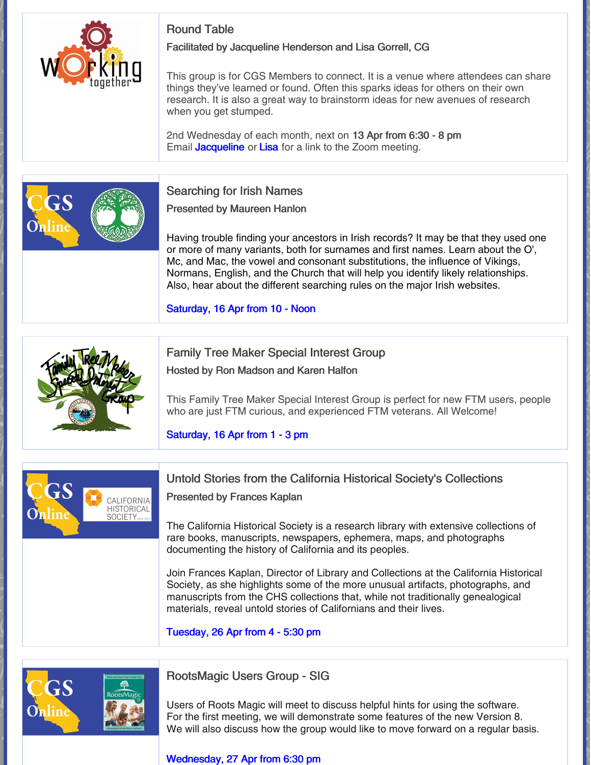## Round Table

**Facilitated by Jacqueline Henderson and Lisa Gorrell, CG**

This group is for CGS Members to connect. It is a venue where attendees can share things they've learned or found. Often this sparks ideas for others on their own research. It is also a great way to brainstorm ideas for new avenues of research when you get stumped.

2nd Wednesday of each month, next on **13 Apr from 6:30 - 8 pm**
Email Jacqueline or Lisa for a link to the Zoom meeting.

## Searching for Irish Names

**Presented by Maureen Hanlon**

Having trouble finding your ancestors in Irish records? It may be that they used one or more of many variants, both for surnames and first names. Learn about the O', Mc, and Mac, the vowel and consonant substitutions, the influence of Vikings, Normans, English, and the Church that will help you identify likely relationships. Also, hear about the different searching rules on the major Irish websites.

Saturday, 16 Apr from 10 - Noon

## Family Tree Maker Special Interest Group

**Hosted by Ron Madson and Karen Halfon**

This Family Tree Maker Special Interest Group is perfect for new FTM users, people who are just FTM curious, and experienced FTM veterans. All Welcome!

Saturday, 16 Apr from 1 - 3 pm

## Untold Stories from the California Historical Society's Collections

**Presented by Frances Kaplan**

The California Historical Society is a research library with extensive collections of rare books, manuscripts, newspapers, ephemera, maps, and photographs documenting the history of California and its peoples.

Join Frances Kaplan, Director of Library and Collections at the California Historical Society, as she highlights some of the more unusual artifacts, photographs, and manuscripts from the CHS collections that, while not traditionally genealogical materials, reveal untold stories of Californians and their lives.

Tuesday, 26 Apr from 4 - 5:30 pm

## RootsMagic Users Group - SIG

Users of Roots Magic will meet to discuss helpful hints for using the software. For the first meeting, we will demonstrate some features of the new Version 8. We will also discuss how the group would like to move forward on a regular basis.

Wednesday, 27 Apr from 6:30 pm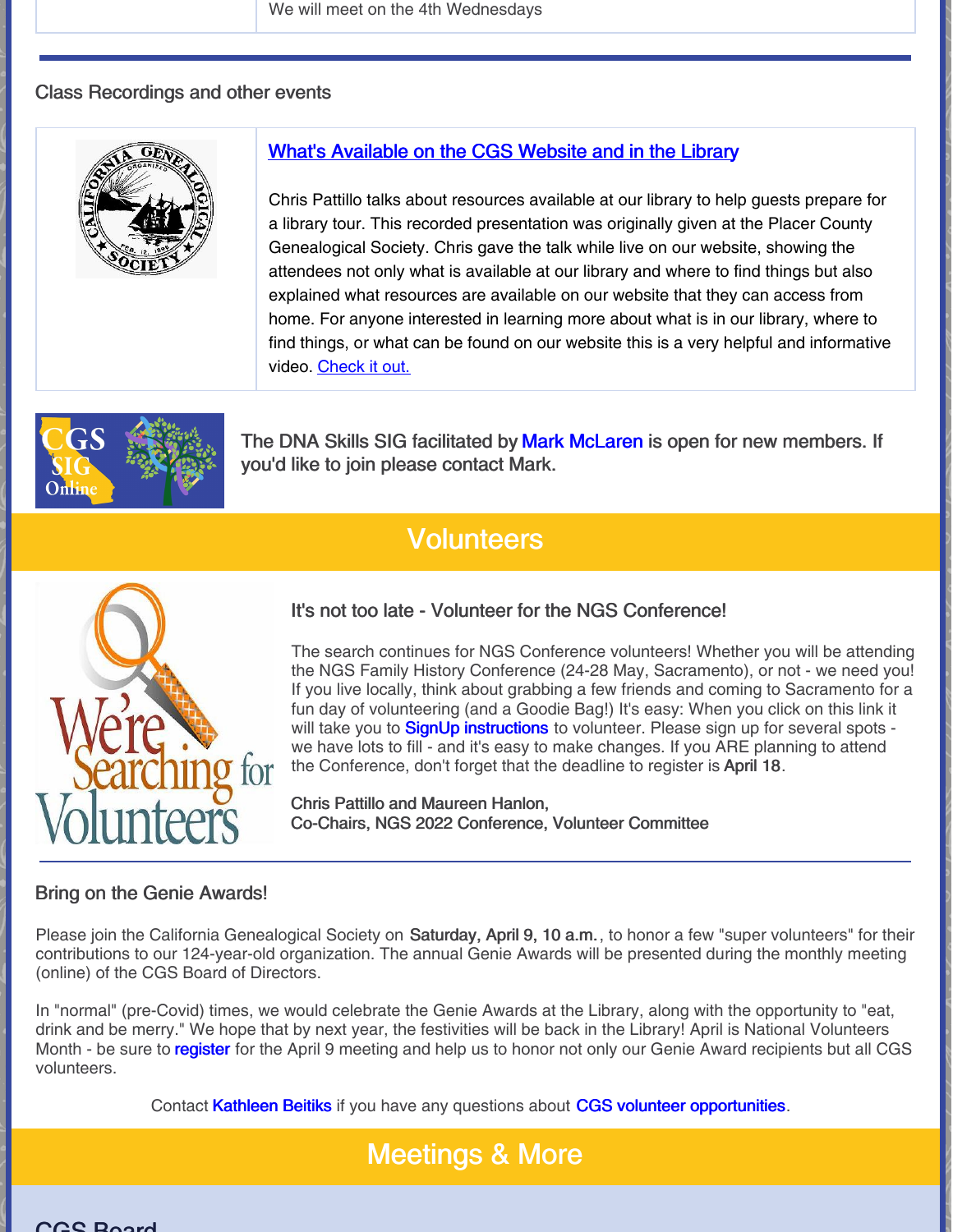We will meet on the 4th Wednesdays

Class Recordings and other events

### What's Available on the CGS Website and in the Library

Chris Pattillo talks about resources available at our library to help guests prepare for a library tour. This recorded presentation was originally given at the Placer County Genealogical Society. Chris gave the talk while live on our website, showing the attendees not only what is available at our library and where to find things but also explained what resources are available on our website that they can access from home. For anyone interested in learning more about what is in our library, where to find things, or what can be found on our website this is a very helpful and informative video. Check it out.

The DNA Skills SIG facilitated by Mark McLaren is open for new members. If you'd like to join please contact Mark.

## Volunteers

### It's not too late - Volunteer for the NGS Conference!

The search continues for NGS Conference volunteers! Whether you will be attending the NGS Family History Conference (24-28 May, Sacramento), or not - we need you! If you live locally, think about grabbing a few friends and coming to Sacramento for a fun day of volunteering (and a Goodie Bag!) It's easy: When you click on this link it will take you to SignUp instructions to volunteer. Please sign up for several spots - we have lots to fill - and it's easy to make changes. If you ARE planning to attend the Conference, don't forget that the deadline to register is **April 18**.

**Chris Pattillo and Maureen Hanlon,**
**Co-Chairs, NGS 2022 Conference, Volunteer Committee**

### Bring on the Genie Awards!

Please join the California Genealogical Society on **Saturday, April 9, 10 a.m.**, to honor a few "super volunteers" for their contributions to our 124-year-old organization. The annual Genie Awards will be presented during the monthly meeting (online) of the CGS Board of Directors.

In "normal" (pre-Covid) times, we would celebrate the Genie Awards at the Library, along with the opportunity to "eat, drink and be merry." We hope that by next year, the festivities will be back in the Library! April is National Volunteers Month - be sure to register for the April 9 meeting and help us to honor not only our Genie Award recipients but all CGS volunteers.

Contact Kathleen Beitiks if you have any questions about CGS volunteer opportunities.

## Meetings & More

### CGS Board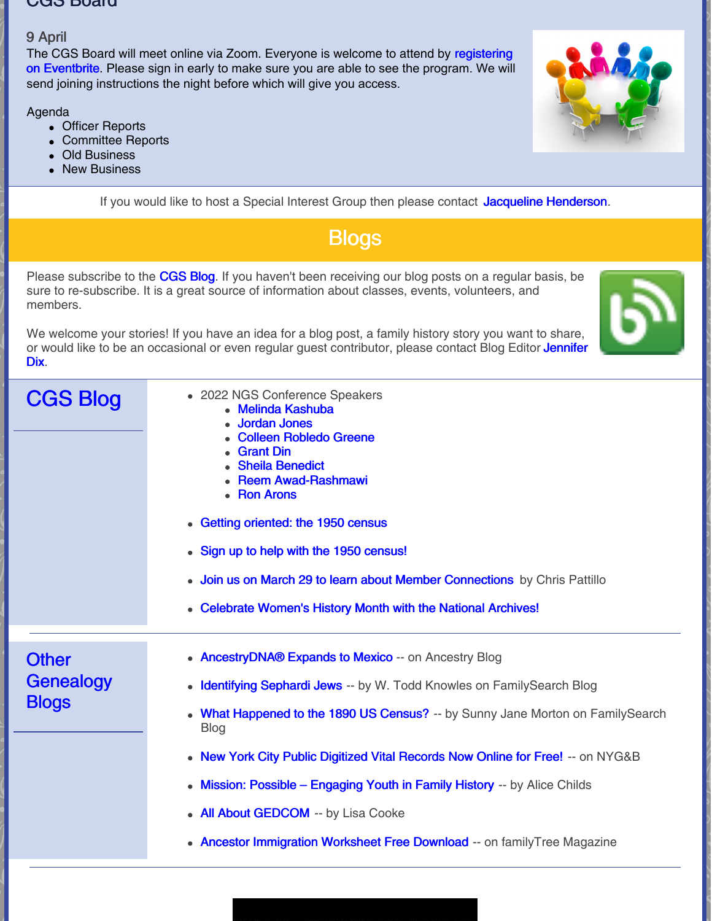9 April

The CGS Board will meet online via Zoom. Everyone is welcome to attend by registering on Eventbrite. Please sign in early to make sure you are able to see the program. We will send joining instructions the night before which will give you access.

Agenda

- Officer Reports
- Committee Reports
- Old Business
- New Business

If you would like to host a Special Interest Group then please contact Jacqueline Henderson.

# Blogs

Please subscribe to the CGS Blog. If you haven't been receiving our blog posts on a regular basis, be sure to re-subscribe. It is a great source of information about classes, events, volunteers, and members.

We welcome your stories! If you have an idea for a blog post, a family history story you want to share, or would like to be an occasional or even regular guest contributor, please contact Blog Editor Jennifer Dix.

## CGS Blog

- 2022 NGS Conference Speakers
  - Melinda Kashuba
  - Jordan Jones
  - Colleen Robledo Greene
  - Grant Din
  - Sheila Benedict
  - Reem Awad-Rashmawi
  - Ron Arons
- Getting oriented: the 1950 census
- Sign up to help with the 1950 census!
- Join us on March 29 to learn about Member Connections by Chris Pattillo
- Celebrate Women's History Month with the National Archives!

## Other Genealogy Blogs

- AncestryDNA® Expands to Mexico -- on Ancestry Blog
- Identifying Sephardi Jews -- by W. Todd Knowles on FamilySearch Blog
- What Happened to the 1890 US Census? -- by Sunny Jane Morton on FamilySearch Blog
- New York City Public Digitized Vital Records Now Online for Free! -- on NYG&B
- Mission: Possible – Engaging Youth in Family History -- by Alice Childs
- All About GEDCOM -- by Lisa Cooke
- Ancestor Immigration Worksheet Free Download -- on familyTree Magazine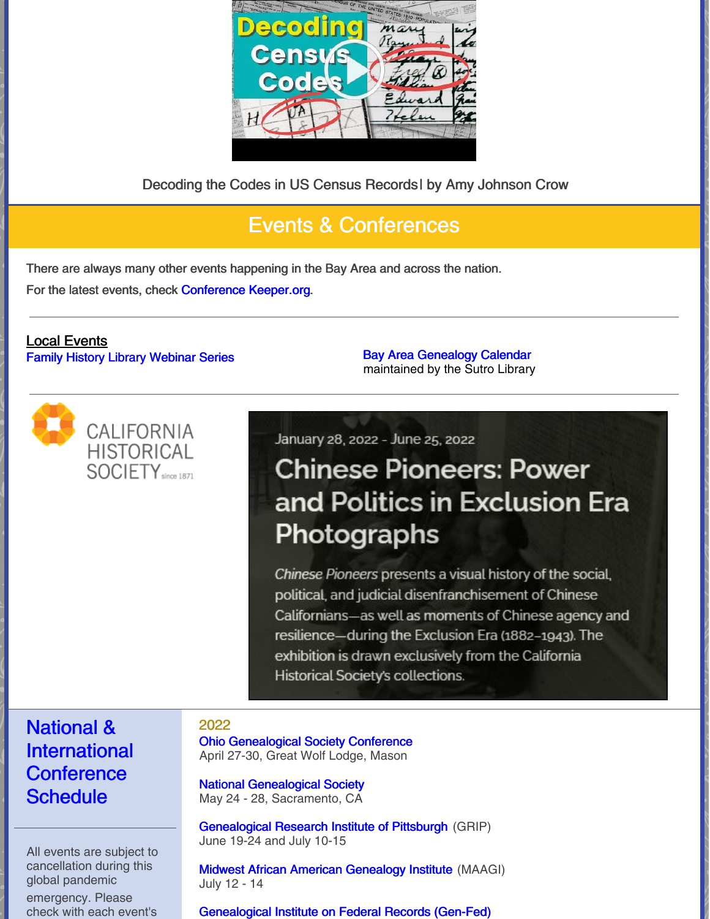Decoding the Codes in US Census Records| by Amy Johnson Crow

## Events & Conferences

There are always many other events happening in the Bay Area and across the nation.

For the latest events, check Conference Keeper.org.

---

**Local Events**

Family History Library Webinar Series

Bay Area Genealogy Calendar
maintained by the Sutro Library

---

CALIFORNIA HISTORICAL SOCIETY since 1871

January 28, 2022 - June 25, 2022

### Chinese Pioneers: Power and Politics in Exclusion Era Photographs

*Chinese Pioneers* presents a visual history of the social, political, and judicial disenfranchisement of Chinese Californians—as well as moments of Chinese agency and resilience—during the Exclusion Era (1882–1943). The exhibition is drawn exclusively from the California Historical Society's collections.

## National & International Conference Schedule

All events are subject to cancellation during this global pandemic emergency. Please check with each event's

**2022**

Ohio Genealogical Society Conference
April 27-30, Great Wolf Lodge, Mason

National Genealogical Society
May 24 - 28, Sacramento, CA

Genealogical Research Institute of Pittsburgh (GRIP)
June 19-24 and July 10-15

Midwest African American Genealogy Institute (MAAGI)
July 12 - 14

Genealogical Institute on Federal Records (Gen-Fed)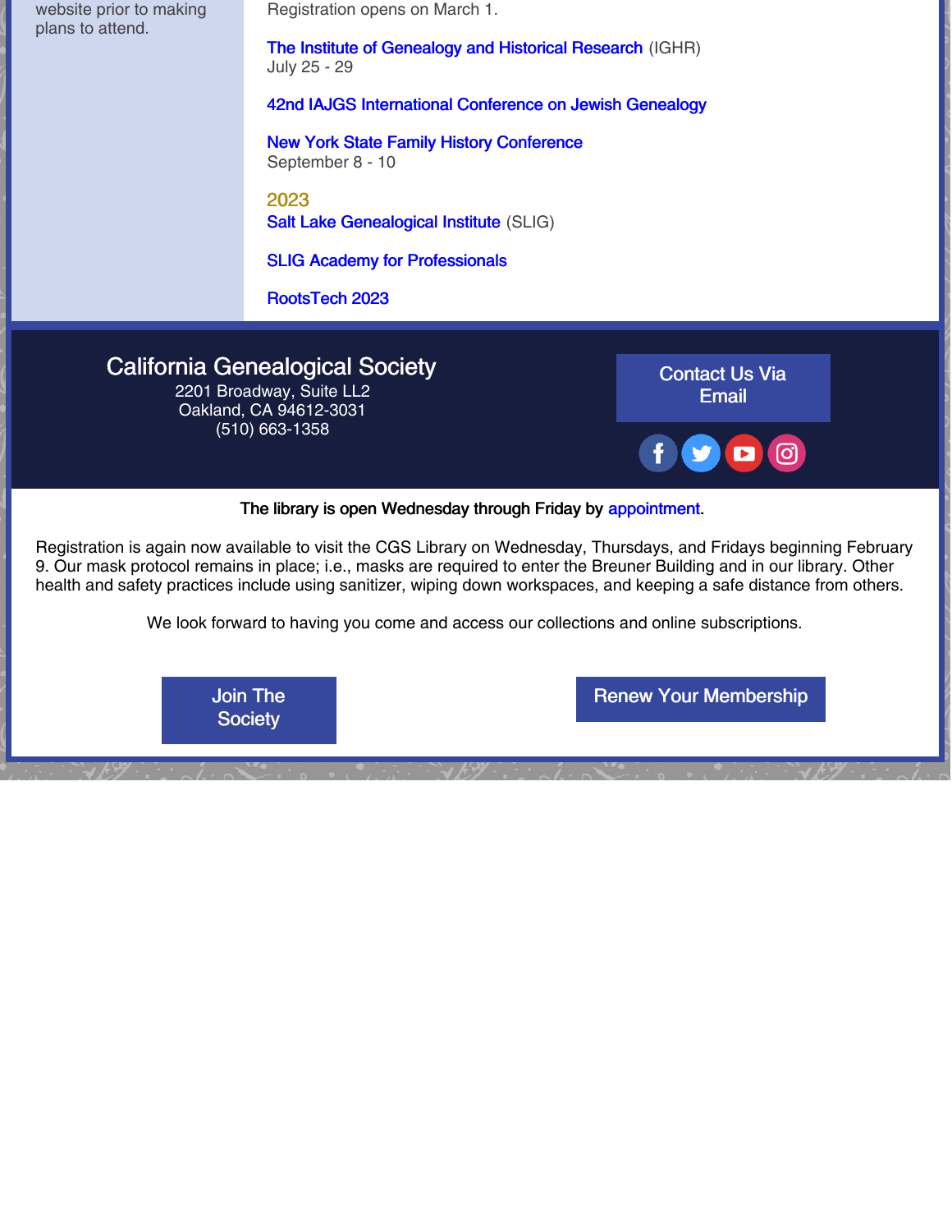website prior to making plans to attend.

Registration opens on March 1.

The Institute of Genealogy and Historical Research (IGHR)
July 25 - 29

42nd IAJGS International Conference on Jewish Genealogy

New York State Family History Conference
September 8 - 10

2023

Salt Lake Genealogical Institute (SLIG)

SLIG Academy for Professionals

RootsTech 2023

## California Genealogical Society

2201 Broadway, Suite LL2
Oakland, CA 94612-3031
(510) 663-1358

Contact Us Via Email

The library is open Wednesday through Friday by appointment.

Registration is again now available to visit the CGS Library on Wednesday, Thursdays, and Fridays beginning February 9. Our mask protocol remains in place; i.e., masks are required to enter the Breuner Building and in our library. Other health and safety practices include using sanitizer, wiping down workspaces, and keeping a safe distance from others.

We look forward to having you come and access our collections and online subscriptions.

Join The Society

Renew Your Membership